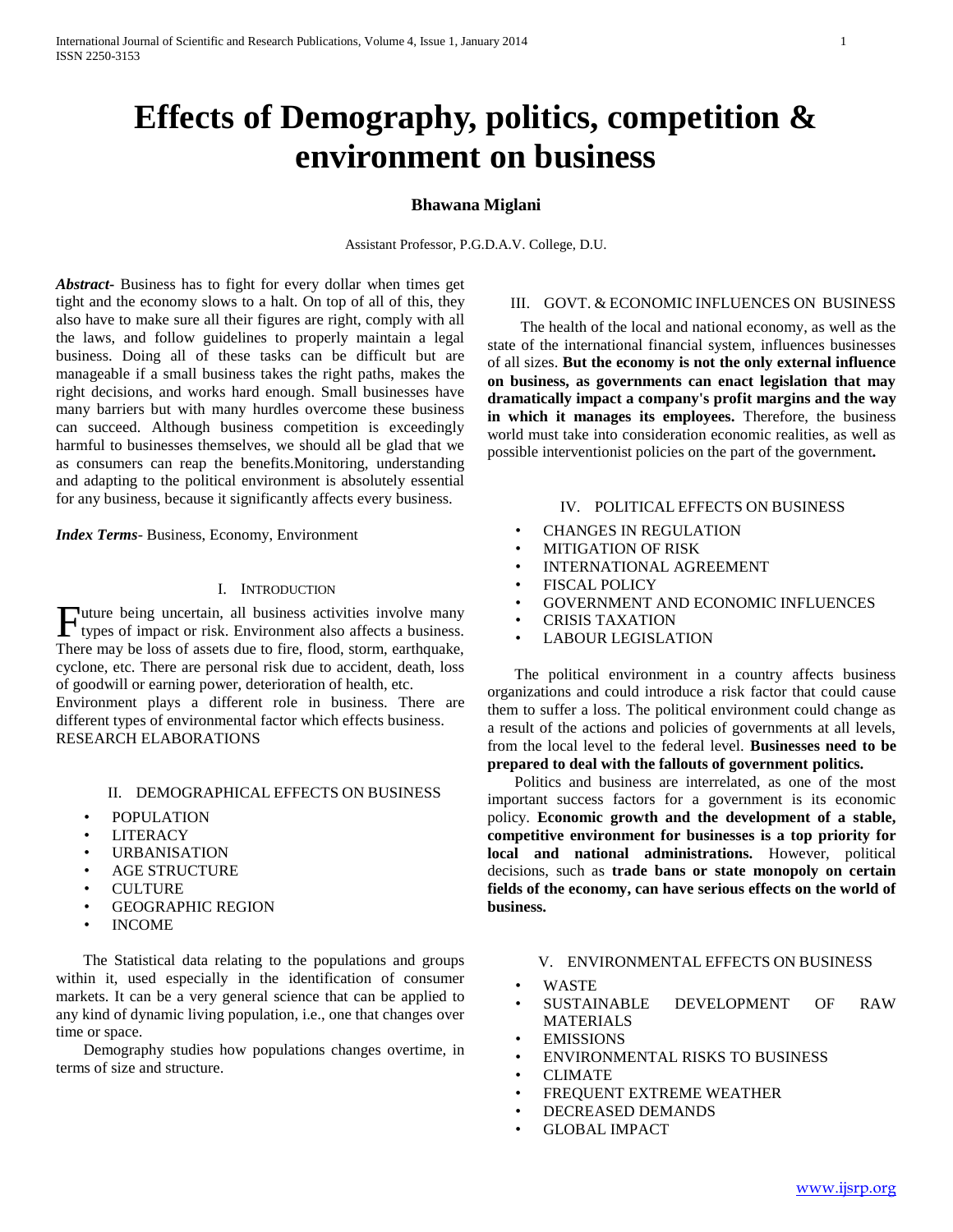# Effects of Demography, politics, competition & environment on business

**Bhawana Miglani**

Assistant Professor, P.G.D.A.V. College, D.U.

***Abstract***- Business has to fight for every dollar when times get tight and the economy slows to a halt. On top of all of this, they also have to make sure all their figures are right, comply with all the laws, and follow guidelines to properly maintain a legal business. Doing all of these tasks can be difficult but are manageable if a small business takes the right paths, makes the right decisions, and works hard enough. Small businesses have many barriers but with many hurdles overcome these business can succeed. Although business competition is exceedingly harmful to businesses themselves, we should all be glad that we as consumers can reap the benefits.Monitoring, understanding and adapting to the political environment is absolutely essential for any business, because it significantly affects every business.

***Index Terms***- Business, Economy, Environment

## I. Introduction

Future being uncertain, all business activities involve many types of impact or risk. Environment also affects a business. There may be loss of assets due to fire, flood, storm, earthquake, cyclone, etc. There are personal risk due to accident, death, loss of goodwill or earning power, deterioration of health, etc.
Environment plays a different role in business. There are different types of environmental factor which effects business.
RESEARCH ELABORATIONS

## II. DEMOGRAPHICAL EFFECTS ON BUSINESS

- POPULATION
- LITERACY
- URBANISATION
- AGE STRUCTURE
- CULTURE
- GEOGRAPHIC REGION
- INCOME

The Statistical data relating to the populations and groups within it, used especially in the identification of consumer markets. It can be a very general science that can be applied to any kind of dynamic living population, i.e., one that changes over time or space.

Demography studies how populations changes overtime, in terms of size and structure.

## III. GOVT. & ECONOMIC INFLUENCES ON BUSINESS

The health of the local and national economy, as well as the state of the international financial system, influences businesses of all sizes. **But the economy is not the only external influence on business, as governments can enact legislation that may dramatically impact a company's profit margins and the way in which it manages its employees.** Therefore, the business world must take into consideration economic realities, as well as possible interventionist policies on the part of the government**.**

## IV. POLITICAL EFFECTS ON BUSINESS

- CHANGES IN REGULATION
- MITIGATION OF RISK
- INTERNATIONAL AGREEMENT
- FISCAL POLICY
- GOVERNMENT AND ECONOMIC INFLUENCES
- CRISIS TAXATION
- LABOUR LEGISLATION

The political environment in a country affects business organizations and could introduce a risk factor that could cause them to suffer a loss. The political environment could change as a result of the actions and policies of governments at all levels, from the local level to the federal level. **Businesses need to be prepared to deal with the fallouts of government politics.**

Politics and business are interrelated, as one of the most important success factors for a government is its economic policy. **Economic growth and the development of a stable, competitive environment for businesses is a top priority for local and national administrations.** However, political decisions, such as **trade bans or state monopoly on certain fields of the economy, can have serious effects on the world of business.**

## V. ENVIRONMENTAL EFFECTS ON BUSINESS

- WASTE
- SUSTAINABLE DEVELOPMENT OF RAW MATERIALS
- EMISSIONS
- ENVIRONMENTAL RISKS TO BUSINESS
- CLIMATE
- FREQUENT EXTREME WEATHER
- DECREASED DEMANDS
- GLOBAL IMPACT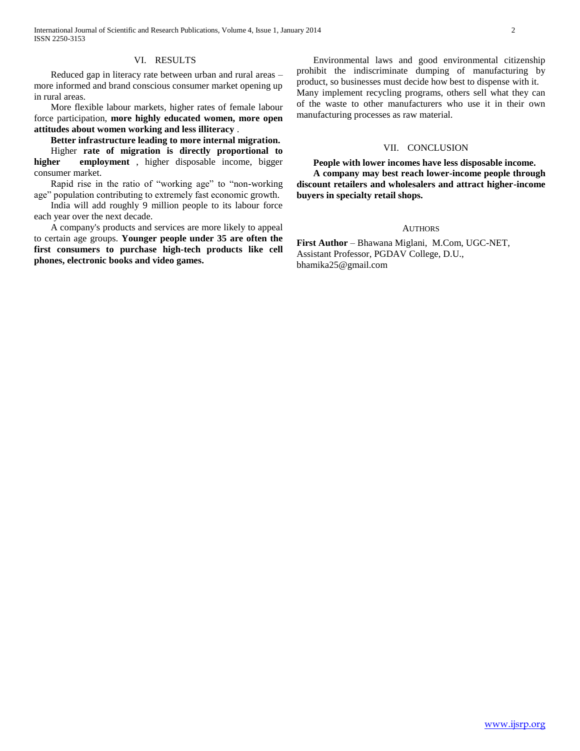## VI. RESULTS

Reduced gap in literacy rate between urban and rural areas – more informed and brand conscious consumer market opening up in rural areas.

More flexible labour markets, higher rates of female labour force participation, **more highly educated women, more open attitudes about women working and less illiteracy** .

**Better infrastructure leading to more internal migration.**

Higher **rate of migration is directly proportional to higher employment** , higher disposable income, bigger consumer market.

Rapid rise in the ratio of "working age" to "non-working age" population contributing to extremely fast economic growth.

India will add roughly 9 million people to its labour force each year over the next decade.

A company's products and services are more likely to appeal to certain age groups. **Younger people under 35 are often the first consumers to purchase high-tech products like cell phones, electronic books and video games.**

Environmental laws and good environmental citizenship prohibit the indiscriminate dumping of manufacturing by product, so businesses must decide how best to dispense with it. Many implement recycling programs, others sell what they can of the waste to other manufacturers who use it in their own manufacturing processes as raw material.

## VII. CONCLUSION

**People with lower incomes have less disposable income.**

**A company may best reach lower-income people through discount retailers and wholesalers and attract higher-income buyers in specialty retail shops.**

## AUTHORS

**First Author** – Bhawana Miglani, M.Com, UGC-NET, Assistant Professor, PGDAV College, D.U., bhamika25@gmail.com